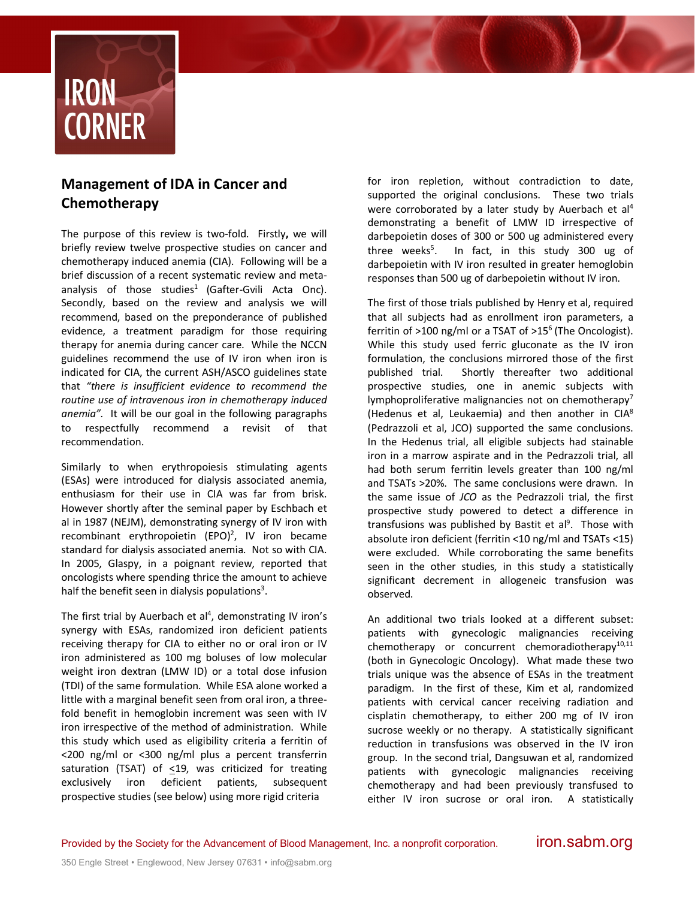# IRON CORNER

## Management of IDA in Cancer and Chemotherapy

The purpose of this review is two-fold. Firstly**,** we will briefly review twelve prospective studies on cancer and chemotherapy induced anemia (CIA). Following will be a brief discussion of a recent systematic review and meta-analysis of those studies[1] (Gafter-Gvili Acta Onc). Secondly, based on the review and analysis we will recommend, based on the preponderance of published evidence, a treatment paradigm for those requiring therapy for anemia during cancer care. While the NCCN guidelines recommend the use of IV iron when iron is indicated for CIA, the current ASH/ASCO guidelines state that *"there is insufficient evidence to recommend the routine use of intravenous iron in chemotherapy induced anemia".* It will be our goal in the following paragraphs to respectfully recommend a revisit of that recommendation.

Similarly to when erythropoiesis stimulating agents (ESAs) were introduced for dialysis associated anemia, enthusiasm for their use in CIA was far from brisk. However shortly after the seminal paper by Eschbach et al in 1987 (NEJM), demonstrating synergy of IV iron with recombinant erythropoietin (EPO)[2], IV iron became standard for dialysis associated anemia. Not so with CIA. In 2005, Glaspy, in a poignant review, reported that oncologists where spending thrice the amount to achieve half the benefit seen in dialysis populations[3].

The first trial by Auerbach et al[4], demonstrating IV iron's synergy with ESAs, randomized iron deficient patients receiving therapy for CIA to either no or oral iron or IV iron administered as 100 mg boluses of low molecular weight iron dextran (LMW ID) or a total dose infusion (TDI) of the same formulation. While ESA alone worked a little with a marginal benefit seen from oral iron, a three-fold benefit in hemoglobin increment was seen with IV iron irrespective of the method of administration. While this study which used as eligibility criteria a ferritin of <200 ng/ml or <300 ng/ml plus a percent transferrin saturation (TSAT) of $\leq$19, was criticized for treating exclusively iron deficient patients, subsequent prospective studies (see below) using more rigid criteria for iron repletion, without contradiction to date, supported the original conclusions. These two trials were corroborated by a later study by Auerbach et al[4] demonstrating a benefit of LMW ID irrespective of darbepoietin doses of 300 or 500 ug administered every three weeks[5]. In fact, in this study 300 ug of darbepoietin with IV iron resulted in greater hemoglobin responses than 500 ug of darbepoietin without IV iron.

The first of those trials published by Henry et al, required that all subjects had as enrollment iron parameters, a ferritin of >100 ng/ml or a TSAT of >15[6] (The Oncologist). While this study used ferric gluconate as the IV iron formulation, the conclusions mirrored those of the first published trial. Shortly thereafter two additional prospective studies, one in anemic subjects with lymphoproliferative malignancies not on chemotherapy[7] (Hedenus et al, Leukaemia) and then another in CIA[8] (Pedrazzoli et al, JCO) supported the same conclusions. In the Hedenus trial, all eligible subjects had stainable iron in a marrow aspirate and in the Pedrazzoli trial, all had both serum ferritin levels greater than 100 ng/ml and TSATs >20%. The same conclusions were drawn. In the same issue of *JCO* as the Pedrazzoli trial, the first prospective study powered to detect a difference in transfusions was published by Bastit et al[9]. Those with absolute iron deficient (ferritin <10 ng/ml and TSATs <15) were excluded. While corroborating the same benefits seen in the other studies, in this study a statistically significant decrement in allogeneic transfusion was observed.

An additional two trials looked at a different subset: patients with gynecologic malignancies receiving chemotherapy or concurrent chemoradiotherapy[10,11] (both in Gynecologic Oncology). What made these two trials unique was the absence of ESAs in the treatment paradigm. In the first of these, Kim et al, randomized patients with cervical cancer receiving radiation and cisplatin chemotherapy, to either 200 mg of IV iron sucrose weekly or no therapy. A statistically significant reduction in transfusions was observed in the IV iron group. In the second trial, Dangsuwan et al, randomized patients with gynecologic malignancies receiving chemotherapy and had been previously transfused to either IV iron sucrose or oral iron. A statistically

Provided by the Society for the Advancement of Blood Management, Inc. a nonprofit corporation. iron.sabm.org

350 Engle Street • Englewood, New Jersey 07631 • info@sabm.org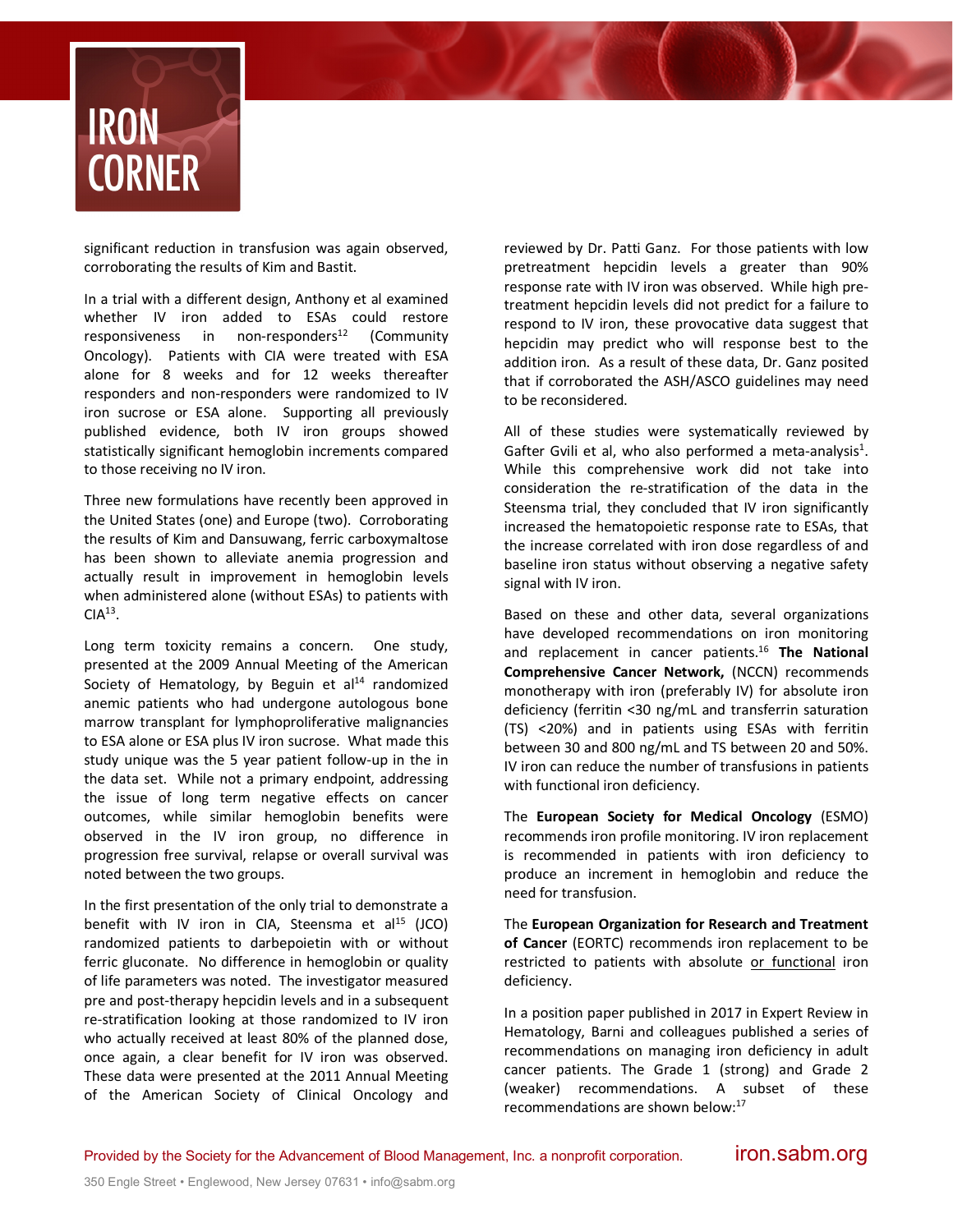significant reduction in transfusion was again observed, corroborating the results of Kim and Bastit.

In a trial with a different design, Anthony et al examined whether IV iron added to ESAs could restore responsiveness in non-responders[12] (Community Oncology). Patients with CIA were treated with ESA alone for 8 weeks and for 12 weeks thereafter responders and non-responders were randomized to IV iron sucrose or ESA alone. Supporting all previously published evidence, both IV iron groups showed statistically significant hemoglobin increments compared to those receiving no IV iron.

Three new formulations have recently been approved in the United States (one) and Europe (two). Corroborating the results of Kim and Dansuwang, ferric carboxymaltose has been shown to alleviate anemia progression and actually result in improvement in hemoglobin levels when administered alone (without ESAs) to patients with CIA[13].

Long term toxicity remains a concern. One study, presented at the 2009 Annual Meeting of the American Society of Hematology, by Beguin et al[14] randomized anemic patients who had undergone autologous bone marrow transplant for lymphoproliferative malignancies to ESA alone or ESA plus IV iron sucrose. What made this study unique was the 5 year patient follow-up in the in the data set. While not a primary endpoint, addressing the issue of long term negative effects on cancer outcomes, while similar hemoglobin benefits were observed in the IV iron group, no difference in progression free survival, relapse or overall survival was noted between the two groups.

In the first presentation of the only trial to demonstrate a benefit with IV iron in CIA, Steensma et al[15] (JCO) randomized patients to darbepoietin with or without ferric gluconate. No difference in hemoglobin or quality of life parameters was noted. The investigator measured pre and post-therapy hepcidin levels and in a subsequent re-stratification looking at those randomized to IV iron who actually received at least 80% of the planned dose, once again, a clear benefit for IV iron was observed. These data were presented at the 2011 Annual Meeting of the American Society of Clinical Oncology and reviewed by Dr. Patti Ganz. For those patients with low pretreatment hepcidin levels a greater than 90% response rate with IV iron was observed. While high pre-treatment hepcidin levels did not predict for a failure to respond to IV iron, these provocative data suggest that hepcidin may predict who will response best to the addition iron. As a result of these data, Dr. Ganz posited that if corroborated the ASH/ASCO guidelines may need to be reconsidered.

All of these studies were systematically reviewed by Gafter Gvili et al, who also performed a meta-analysis[1]. While this comprehensive work did not take into consideration the re-stratification of the data in the Steensma trial, they concluded that IV iron significantly increased the hematopoietic response rate to ESAs, that the increase correlated with iron dose regardless of and baseline iron status without observing a negative safety signal with IV iron.

Based on these and other data, several organizations have developed recommendations on iron monitoring and replacement in cancer patients.[16] **The National Comprehensive Cancer Network,** (NCCN) recommends monotherapy with iron (preferably IV) for absolute iron deficiency (ferritin <30 ng/mL and transferrin saturation (TS) <20%) and in patients using ESAs with ferritin between 30 and 800 ng/mL and TS between 20 and 50%. IV iron can reduce the number of transfusions in patients with functional iron deficiency.

The **European Society for Medical Oncology** (ESMO) recommends iron profile monitoring. IV iron replacement is recommended in patients with iron deficiency to produce an increment in hemoglobin and reduce the need for transfusion.

The **European Organization for Research and Treatment of Cancer** (EORTC) recommends iron replacement to be restricted to patients with absolute or functional iron deficiency.

In a position paper published in 2017 in Expert Review in Hematology, Barni and colleagues published a series of recommendations on managing iron deficiency in adult cancer patients. The Grade 1 (strong) and Grade 2 (weaker) recommendations. A subset of these recommendations are shown below:[17]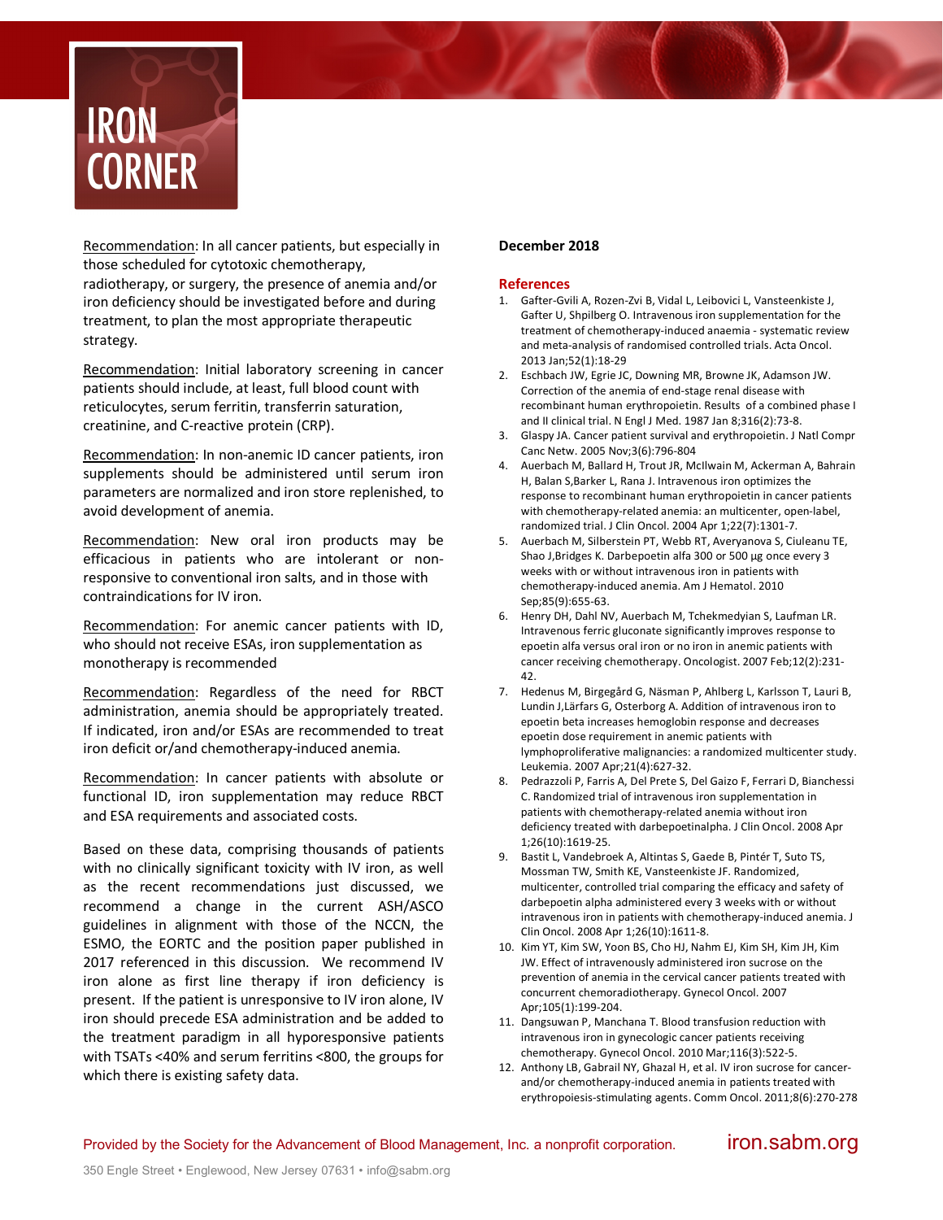# IRON CORNER

<u>Recommendation</u>: In all cancer patients, but especially in those scheduled for cytotoxic chemotherapy, radiotherapy, or surgery, the presence of anemia and/or iron deficiency should be investigated before and during treatment, to plan the most appropriate therapeutic strategy.

<u>Recommendation</u>: Initial laboratory screening in cancer patients should include, at least, full blood count with reticulocytes, serum ferritin, transferrin saturation, creatinine, and C-reactive protein (CRP).

<u>Recommendation</u>: In non-anemic ID cancer patients, iron supplements should be administered until serum iron parameters are normalized and iron store replenished, to avoid development of anemia.

<u>Recommendation</u>: New oral iron products may be efficacious in patients who are intolerant or non-responsive to conventional iron salts, and in those with contraindications for IV iron.

<u>Recommendation</u>: For anemic cancer patients with ID, who should not receive ESAs, iron supplementation as monotherapy is recommended

<u>Recommendation</u>: Regardless of the need for RBCT administration, anemia should be appropriately treated. If indicated, iron and/or ESAs are recommended to treat iron deficit or/and chemotherapy-induced anemia.

<u>Recommendation</u>: In cancer patients with absolute or functional ID, iron supplementation may reduce RBCT and ESA requirements and associated costs.

Based on these data, comprising thousands of patients with no clinically significant toxicity with IV iron, as well as the recent recommendations just discussed, we recommend a change in the current ASH/ASCO guidelines in alignment with those of the NCCN, the ESMO, the EORTC and the position paper published in 2017 referenced in this discussion. We recommend IV iron alone as first line therapy if iron deficiency is present. If the patient is unresponsive to IV iron alone, IV iron should precede ESA administration and be added to the treatment paradigm in all hyporesponsive patients with TSATs <40% and serum ferritins <800, the groups for which there is existing safety data.

**December 2018**

## References

1. Gafter-Gvili A, Rozen-Zvi B, Vidal L, Leibovici L, Vansteenkiste J, Gafter U, Shpilberg O. Intravenous iron supplementation for the treatment of chemotherapy-induced anaemia - systematic review and meta-analysis of randomised controlled trials. Acta Oncol. 2013 Jan;52(1):18-29
2. Eschbach JW, Egrie JC, Downing MR, Browne JK, Adamson JW. Correction of the anemia of end-stage renal disease with recombinant human erythropoietin. Results of a combined phase I and II clinical trial. N Engl J Med. 1987 Jan 8;316(2):73-8.
3. Glaspy JA. Cancer patient survival and erythropoietin. J Natl Compr Canc Netw. 2005 Nov;3(6):796-804
4. Auerbach M, Ballard H, Trout JR, McIlwain M, Ackerman A, Bahrain H, Balan S,Barker L, Rana J. Intravenous iron optimizes the response to recombinant human erythropoietin in cancer patients with chemotherapy-related anemia: an multicenter, open-label, randomized trial. J Clin Oncol. 2004 Apr 1;22(7):1301-7.
5. Auerbach M, Silberstein PT, Webb RT, Averyanova S, Ciuleanu TE, Shao J,Bridges K. Darbepoetin alfa 300 or 500 μg once every 3 weeks with or without intravenous iron in patients with chemotherapy-induced anemia. Am J Hematol. 2010 Sep;85(9):655-63.
6. Henry DH, Dahl NV, Auerbach M, Tchekmedyian S, Laufman LR. Intravenous ferric gluconate significantly improves response to epoetin alfa versus oral iron or no iron in anemic patients with cancer receiving chemotherapy. Oncologist. 2007 Feb;12(2):231-42.
7. Hedenus M, Birgegård G, Näsman P, Ahlberg L, Karlsson T, Lauri B, Lundin J,Lärfars G, Osterborg A. Addition of intravenous iron to epoetin beta increases hemoglobin response and decreases epoetin dose requirement in anemic patients with lymphoproliferative malignancies: a randomized multicenter study. Leukemia. 2007 Apr;21(4):627-32.
8. Pedrazzoli P, Farris A, Del Prete S, Del Gaizo F, Ferrari D, Bianchessi C. Randomized trial of intravenous iron supplementation in patients with chemotherapy-related anemia without iron deficiency treated with darbepoetinalpha. J Clin Oncol. 2008 Apr 1;26(10):1619-25.
9. Bastit L, Vandebroek A, Altintas S, Gaede B, Pintér T, Suto TS, Mossman TW, Smith KE, Vansteenkiste JF. Randomized, multicenter, controlled trial comparing the efficacy and safety of darbepoetin alpha administered every 3 weeks with or without intravenous iron in patients with chemotherapy-induced anemia. J Clin Oncol. 2008 Apr 1;26(10):1611-8.
10. Kim YT, Kim SW, Yoon BS, Cho HJ, Nahm EJ, Kim SH, Kim JH, Kim JW. Effect of intravenously administered iron sucrose on the prevention of anemia in the cervical cancer patients treated with concurrent chemoradiotherapy. Gynecol Oncol. 2007 Apr;105(1):199-204.
11. Dangsuwan P, Manchana T. Blood transfusion reduction with intravenous iron in gynecologic cancer patients receiving chemotherapy. Gynecol Oncol. 2010 Mar;116(3):522-5.
12. Anthony LB, Gabrail NY, Ghazal H, et al. IV iron sucrose for cancer- and/or chemotherapy-induced anemia in patients treated with erythropoiesis-stimulating agents. Comm Oncol. 2011;8(6):270-278

Provided by the Society for the Advancement of Blood Management, Inc. a nonprofit corporation. iron.sabm.org

350 Engle Street • Englewood, New Jersey 07631 • info@sabm.org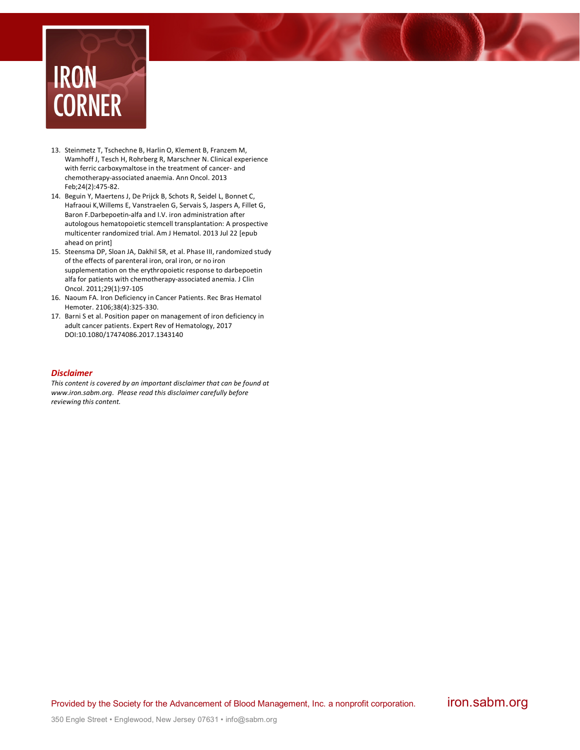13. Steinmetz T, Tschechne B, Harlin O, Klement B, Franzem M, Wamhoff J, Tesch H, Rohrberg R, Marschner N. Clinical experience with ferric carboxymaltose in the treatment of cancer- and chemotherapy-associated anaemia. Ann Oncol. 2013 Feb;24(2):475-82.
14. Beguin Y, Maertens J, De Prijck B, Schots R, Seidel L, Bonnet C, Hafraoui K,Willems E, Vanstraelen G, Servais S, Jaspers A, Fillet G, Baron F.Darbepoetin-alfa and I.V. iron administration after autologous hematopoietic stemcell transplantation: A prospective multicenter randomized trial. Am J Hematol. 2013 Jul 22 [epub ahead on print]
15. Steensma DP, Sloan JA, Dakhil SR, et al. Phase III, randomized study of the effects of parenteral iron, oral iron, or no iron supplementation on the erythropoietic response to darbepoetin alfa for patients with chemotherapy-associated anemia. J Clin Oncol. 2011;29(1):97-105
16. Naoum FA. Iron Deficiency in Cancer Patients. Rec Bras Hematol Hemoter. 2106;38(4):325-330.
17. Barni S et al. Position paper on management of iron deficiency in adult cancer patients. Expert Rev of Hematology, 2017 DOI:10.1080/17474086.2017.1343140

### *Disclaimer*

*This content is covered by an important disclaimer that can be found at www.iron.sabm.org. Please read this disclaimer carefully before reviewing this content.*

Provided by the Society for the Advancement of Blood Management, Inc. a nonprofit corporation. iron.sabm.org

350 Engle Street • Englewood, New Jersey 07631 • info@sabm.org